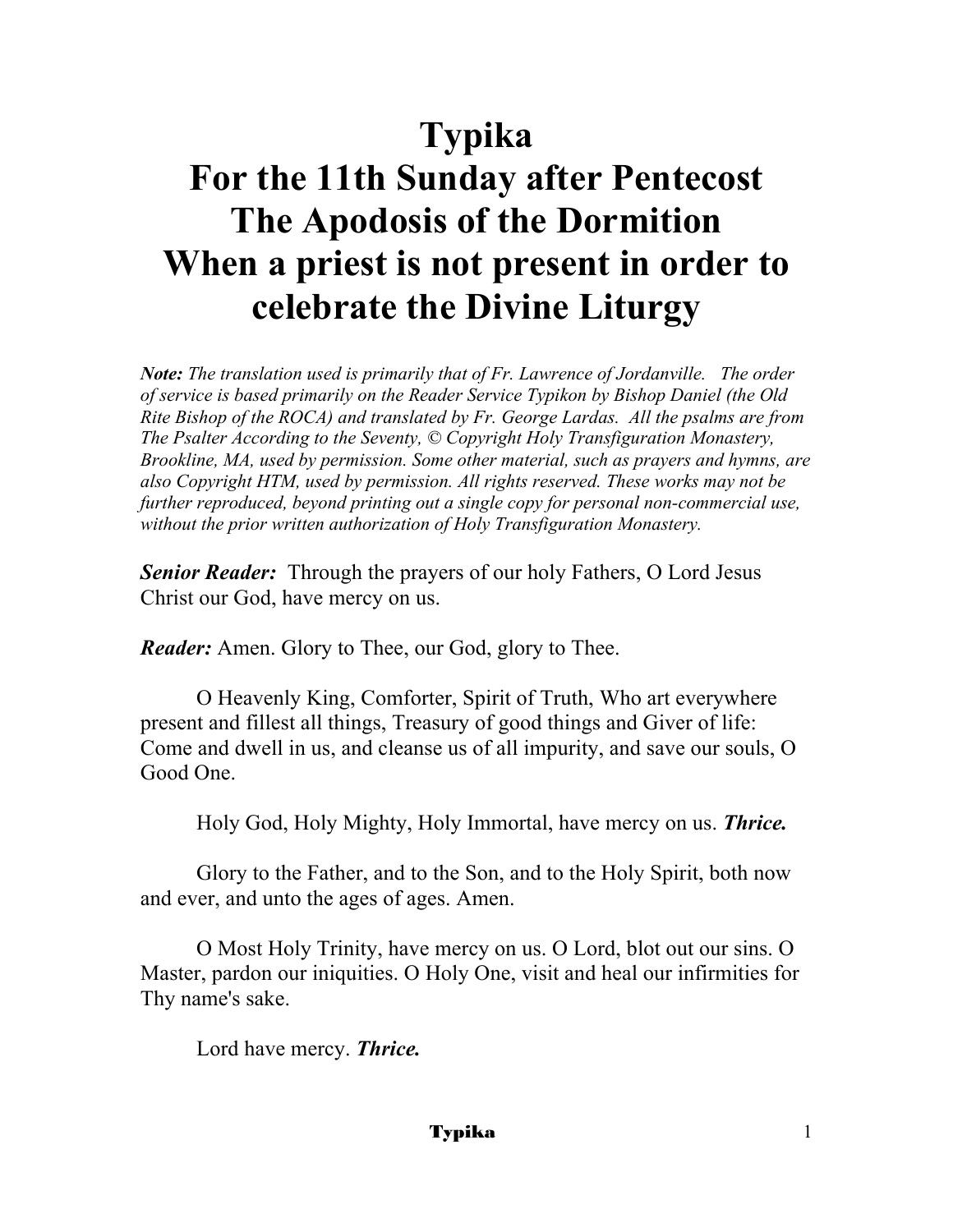# Typika
# For the 11th Sunday after Pentecost
# The Apodosis of the Dormition
# When a priest is not present in order to celebrate the Divine Liturgy

***Note:*** *The translation used is primarily that of Fr. Lawrence of Jordanville. The order of service is based primarily on the Reader Service Typikon by Bishop Daniel (the Old Rite Bishop of the ROCA) and translated by Fr. George Lardas. All the psalms are from The Psalter According to the Seventy, © Copyright Holy Transfiguration Monastery, Brookline, MA, used by permission. Some other material, such as prayers and hymns, are also Copyright HTM, used by permission. All rights reserved. These works may not be further reproduced, beyond printing out a single copy for personal non-commercial use, without the prior written authorization of Holy Transfiguration Monastery.*

***Senior Reader:*** Through the prayers of our holy Fathers, O Lord Jesus Christ our God, have mercy on us.

***Reader:*** Amen. Glory to Thee, our God, glory to Thee.

O Heavenly King, Comforter, Spirit of Truth, Who art everywhere present and fillest all things, Treasury of good things and Giver of life: Come and dwell in us, and cleanse us of all impurity, and save our souls, O Good One.

Holy God, Holy Mighty, Holy Immortal, have mercy on us. ***Thrice.***

Glory to the Father, and to the Son, and to the Holy Spirit, both now and ever, and unto the ages of ages. Amen.

O Most Holy Trinity, have mercy on us. O Lord, blot out our sins. O Master, pardon our iniquities. O Holy One, visit and heal our infirmities for Thy name's sake.

Lord have mercy. ***Thrice.***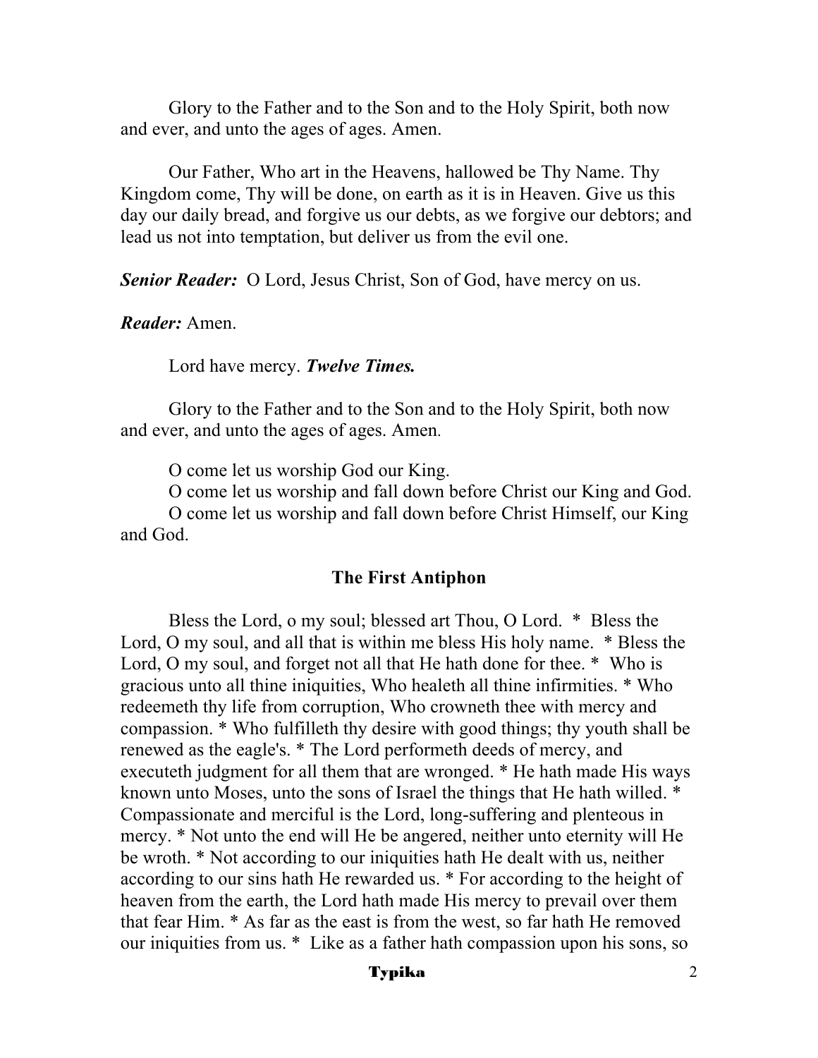Glory to the Father and to the Son and to the Holy Spirit, both now and ever, and unto the ages of ages. Amen.

Our Father, Who art in the Heavens, hallowed be Thy Name. Thy Kingdom come, Thy will be done, on earth as it is in Heaven. Give us this day our daily bread, and forgive us our debts, as we forgive our debtors; and lead us not into temptation, but deliver us from the evil one.

***Senior Reader:*** O Lord, Jesus Christ, Son of God, have mercy on us.

***Reader:*** Amen.

Lord have mercy. ***Twelve Times.***

Glory to the Father and to the Son and to the Holy Spirit, both now and ever, and unto the ages of ages. Amen.

O come let us worship God our King.
O come let us worship and fall down before Christ our King and God.
O come let us worship and fall down before Christ Himself, our King and God.

## The First Antiphon

Bless the Lord, o my soul; blessed art Thou, O Lord. * Bless the Lord, O my soul, and all that is within me bless His holy name. * Bless the Lord, O my soul, and forget not all that He hath done for thee. * Who is gracious unto all thine iniquities, Who healeth all thine infirmities. * Who redeemeth thy life from corruption, Who crowneth thee with mercy and compassion. * Who fulfilleth thy desire with good things; thy youth shall be renewed as the eagle's. * The Lord performeth deeds of mercy, and executeth judgment for all them that are wronged. * He hath made His ways known unto Moses, unto the sons of Israel the things that He hath willed. * Compassionate and merciful is the Lord, long-suffering and plenteous in mercy. * Not unto the end will He be angered, neither unto eternity will He be wroth. * Not according to our iniquities hath He dealt with us, neither according to our sins hath He rewarded us. * For according to the height of heaven from the earth, the Lord hath made His mercy to prevail over them that fear Him. * As far as the east is from the west, so far hath He removed our iniquities from us. * Like as a father hath compassion upon his sons, so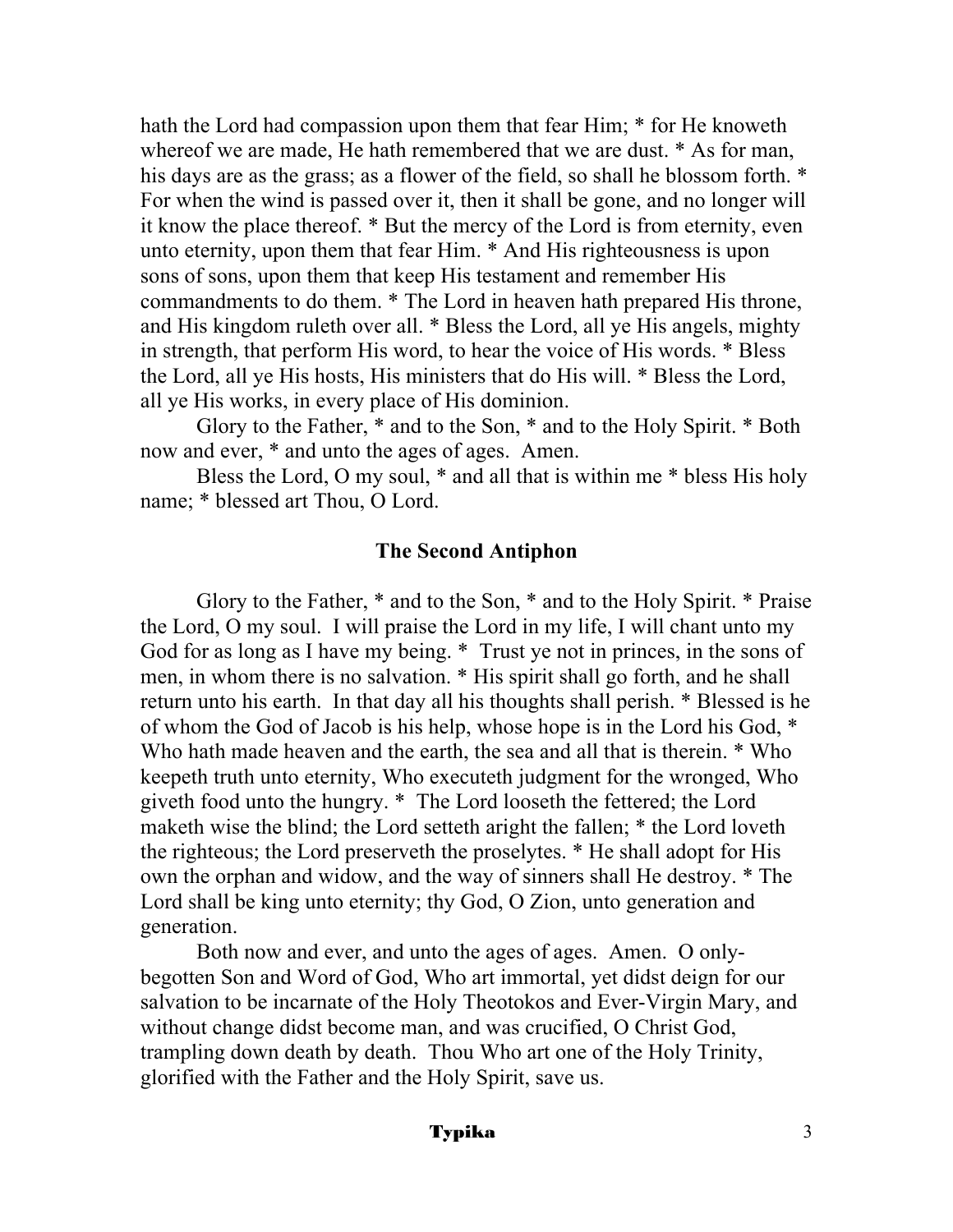hath the Lord had compassion upon them that fear Him; * for He knoweth whereof we are made, He hath remembered that we are dust. * As for man, his days are as the grass; as a flower of the field, so shall he blossom forth. * For when the wind is passed over it, then it shall be gone, and no longer will it know the place thereof. * But the mercy of the Lord is from eternity, even unto eternity, upon them that fear Him. * And His righteousness is upon sons of sons, upon them that keep His testament and remember His commandments to do them. * The Lord in heaven hath prepared His throne, and His kingdom ruleth over all. * Bless the Lord, all ye His angels, mighty in strength, that perform His word, to hear the voice of His words. * Bless the Lord, all ye His hosts, His ministers that do His will. * Bless the Lord, all ye His works, in every place of His dominion.

Glory to the Father, * and to the Son, * and to the Holy Spirit. * Both now and ever, * and unto the ages of ages. Amen.

Bless the Lord, O my soul, * and all that is within me * bless His holy name; * blessed art Thou, O Lord.

### The Second Antiphon

Glory to the Father, * and to the Son, * and to the Holy Spirit. * Praise the Lord, O my soul. I will praise the Lord in my life, I will chant unto my God for as long as I have my being. * Trust ye not in princes, in the sons of men, in whom there is no salvation. * His spirit shall go forth, and he shall return unto his earth. In that day all his thoughts shall perish. * Blessed is he of whom the God of Jacob is his help, whose hope is in the Lord his God, * Who hath made heaven and the earth, the sea and all that is therein. * Who keepeth truth unto eternity, Who executeth judgment for the wronged, Who giveth food unto the hungry. * The Lord looseth the fettered; the Lord maketh wise the blind; the Lord setteth aright the fallen; * the Lord loveth the righteous; the Lord preserveth the proselytes. * He shall adopt for His own the orphan and widow, and the way of sinners shall He destroy. * The Lord shall be king unto eternity; thy God, O Zion, unto generation and generation.

Both now and ever, and unto the ages of ages. Amen. O only-begotten Son and Word of God, Who art immortal, yet didst deign for our salvation to be incarnate of the Holy Theotokos and Ever-Virgin Mary, and without change didst become man, and was crucified, O Christ God, trampling down death by death. Thou Who art one of the Holy Trinity, glorified with the Father and the Holy Spirit, save us.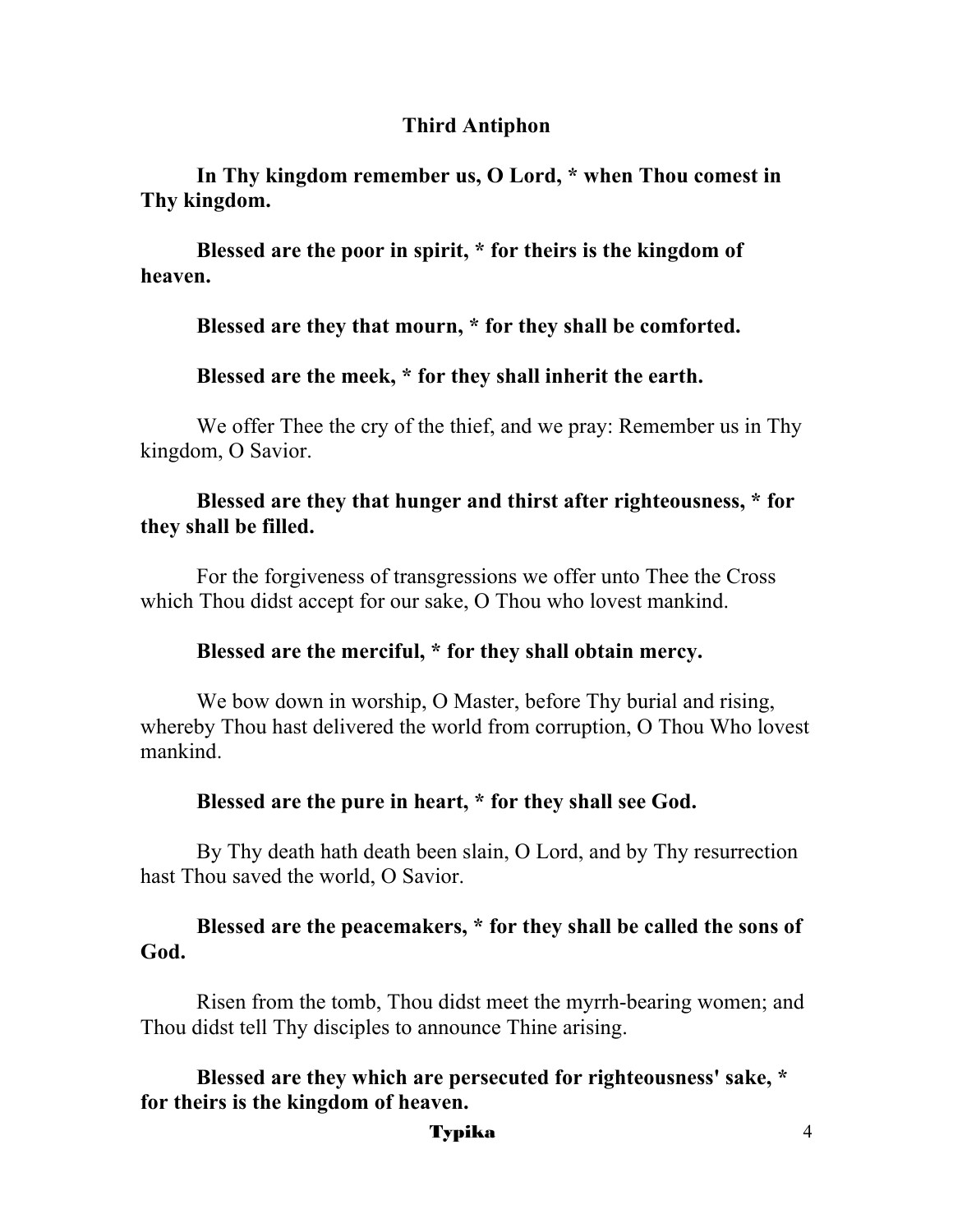### Third Antiphon

**In Thy kingdom remember us, O Lord, * when Thou comest in Thy kingdom.**

**Blessed are the poor in spirit, * for theirs is the kingdom of heaven.**

**Blessed are they that mourn, * for they shall be comforted.**

**Blessed are the meek, * for they shall inherit the earth.**

We offer Thee the cry of the thief, and we pray: Remember us in Thy kingdom, O Savior.

**Blessed are they that hunger and thirst after righteousness, * for they shall be filled.**

For the forgiveness of transgressions we offer unto Thee the Cross which Thou didst accept for our sake, O Thou who lovest mankind.

**Blessed are the merciful, * for they shall obtain mercy.**

We bow down in worship, O Master, before Thy burial and rising, whereby Thou hast delivered the world from corruption, O Thou Who lovest mankind.

**Blessed are the pure in heart, * for they shall see God.**

By Thy death hath death been slain, O Lord, and by Thy resurrection hast Thou saved the world, O Savior.

**Blessed are the peacemakers, * for they shall be called the sons of God.**

Risen from the tomb, Thou didst meet the myrrh-bearing women; and Thou didst tell Thy disciples to announce Thine arising.

**Blessed are they which are persecuted for righteousness' sake, * for theirs is the kingdom of heaven.**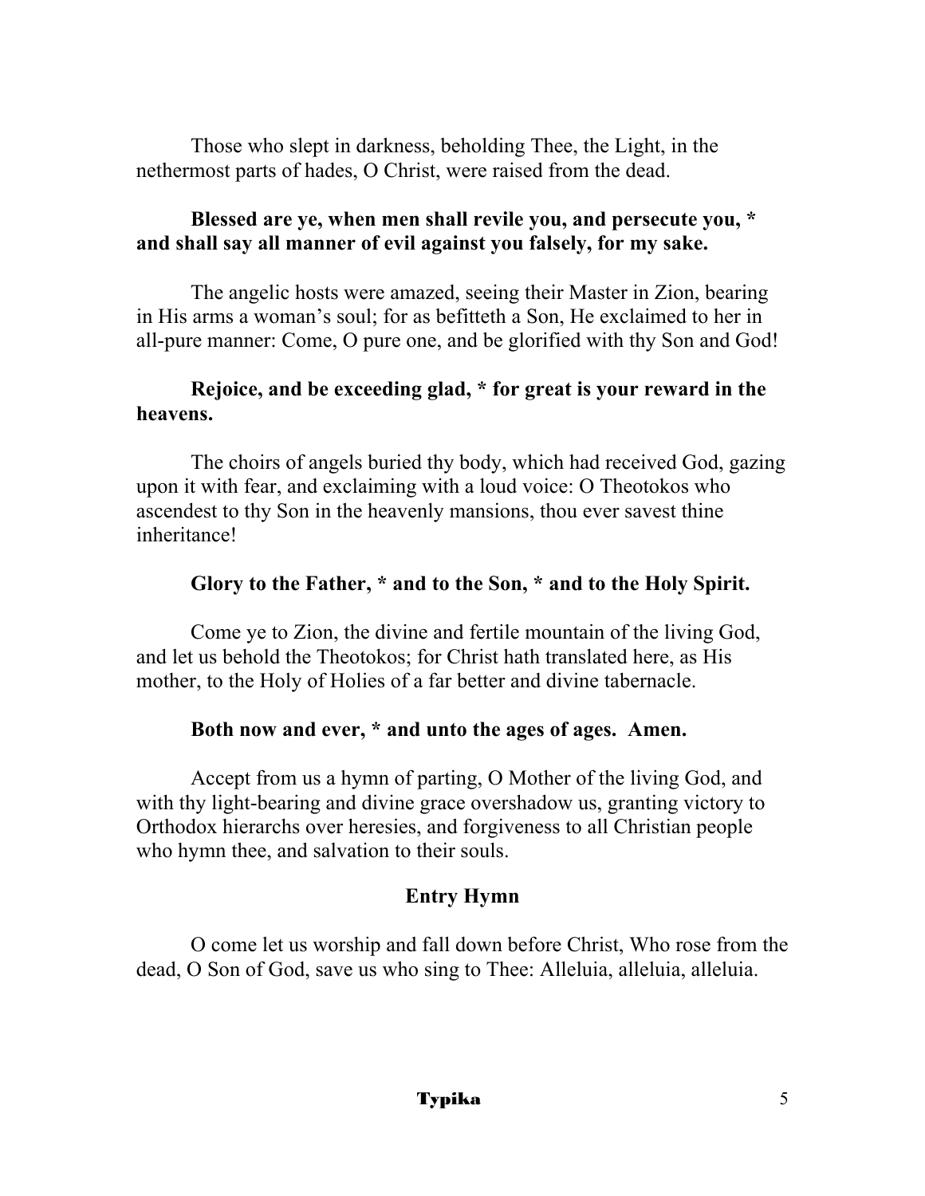Those who slept in darkness, beholding Thee, the Light, in the nethermost parts of hades, O Christ, were raised from the dead.

**Blessed are ye, when men shall revile you, and persecute you, * and shall say all manner of evil against you falsely, for my sake.**

The angelic hosts were amazed, seeing their Master in Zion, bearing in His arms a woman's soul; for as befitteth a Son, He exclaimed to her in all-pure manner: Come, O pure one, and be glorified with thy Son and God!

**Rejoice, and be exceeding glad, * for great is your reward in the heavens.**

The choirs of angels buried thy body, which had received God, gazing upon it with fear, and exclaiming with a loud voice: O Theotokos who ascendest to thy Son in the heavenly mansions, thou ever savest thine inheritance!

**Glory to the Father, * and to the Son, * and to the Holy Spirit.**

Come ye to Zion, the divine and fertile mountain of the living God, and let us behold the Theotokos; for Christ hath translated here, as His mother, to the Holy of Holies of a far better and divine tabernacle.

**Both now and ever, * and unto the ages of ages. Amen.**

Accept from us a hymn of parting, O Mother of the living God, and with thy light-bearing and divine grace overshadow us, granting victory to Orthodox hierarchs over heresies, and forgiveness to all Christian people who hymn thee, and salvation to their souls.

## Entry Hymn

O come let us worship and fall down before Christ, Who rose from the dead, O Son of God, save us who sing to Thee: Alleluia, alleluia, alleluia.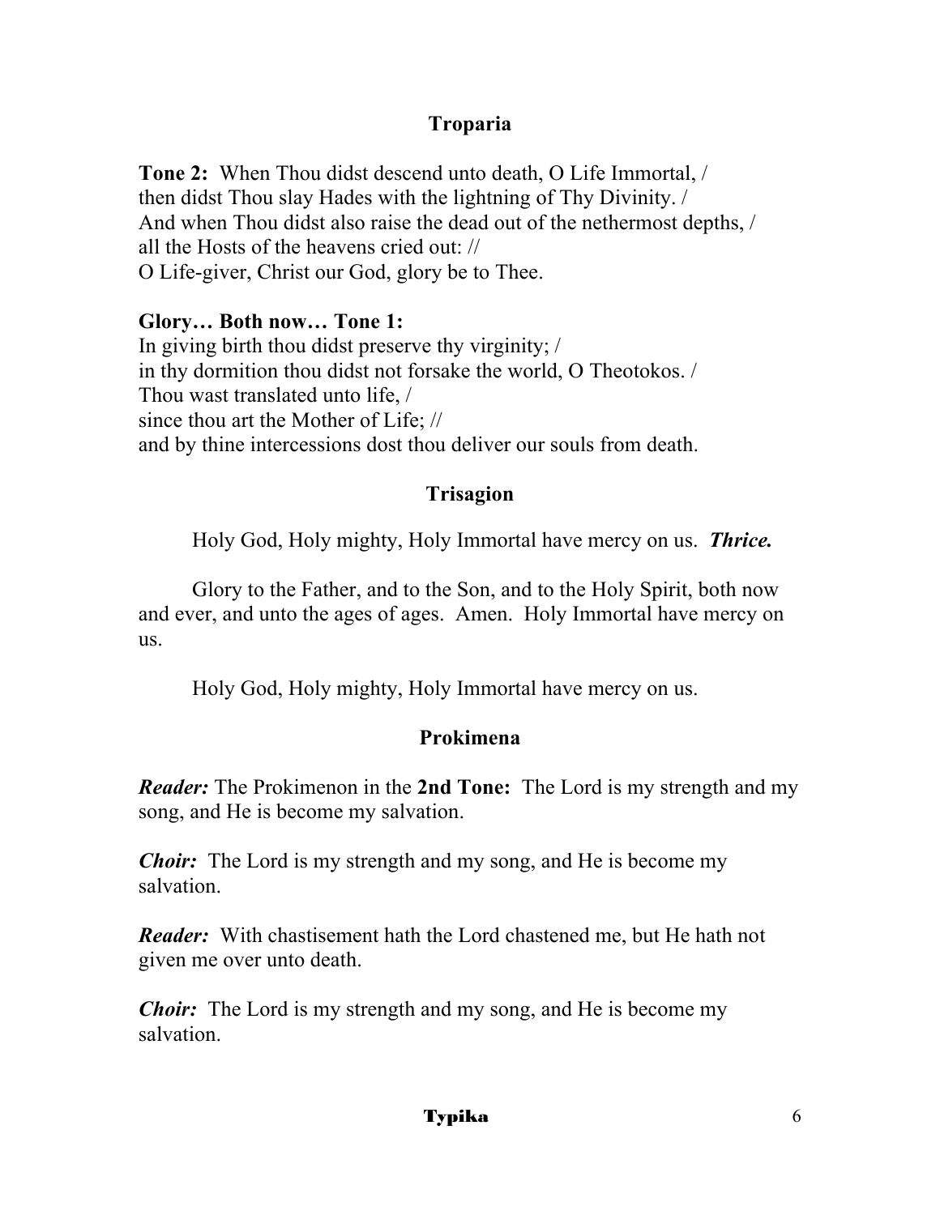## Troparia

**Tone 2:** When Thou didst descend unto death, O Life Immortal, /
then didst Thou slay Hades with the lightning of Thy Divinity. /
And when Thou didst also raise the dead out of the nethermost depths, /
all the Hosts of the heavens cried out: //
O Life-giver, Christ our God, glory be to Thee.

**Glory… Both now… Tone 1:**
In giving birth thou didst preserve thy virginity; /
in thy dormition thou didst not forsake the world, O Theotokos. /
Thou wast translated unto life, /
since thou art the Mother of Life; //
and by thine intercessions dost thou deliver our souls from death.

## Trisagion

Holy God, Holy mighty, Holy Immortal have mercy on us. ***Thrice.***

Glory to the Father, and to the Son, and to the Holy Spirit, both now and ever, and unto the ages of ages. Amen. Holy Immortal have mercy on us.

Holy God, Holy mighty, Holy Immortal have mercy on us.

## Prokimena

***Reader:*** The Prokimenon in the **2nd Tone:** The Lord is my strength and my song, and He is become my salvation.

***Choir:*** The Lord is my strength and my song, and He is become my salvation.

***Reader:*** With chastisement hath the Lord chastened me, but He hath not given me over unto death.

***Choir:*** The Lord is my strength and my song, and He is become my salvation.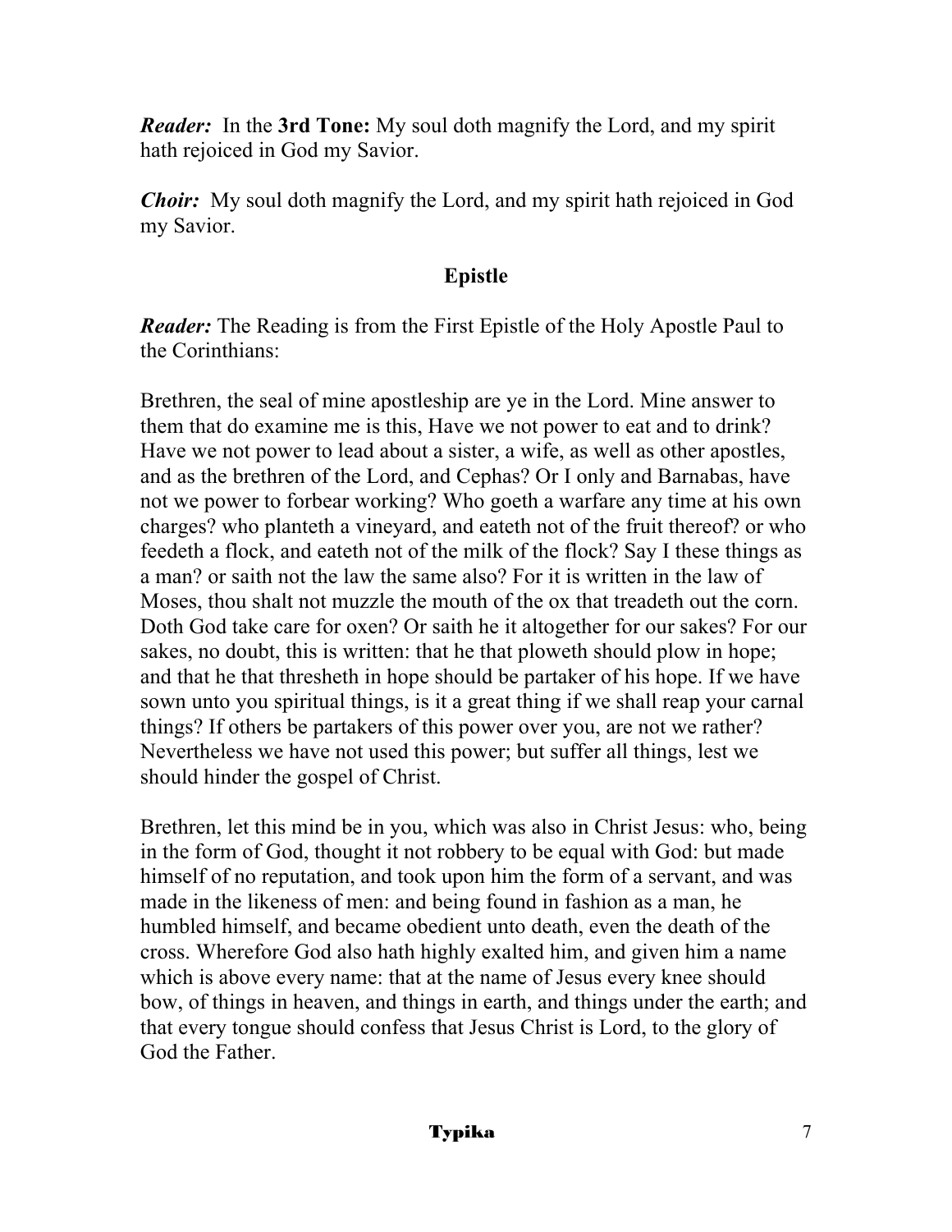***Reader:*** In the **3rd Tone:** My soul doth magnify the Lord, and my spirit hath rejoiced in God my Savior.

***Choir:*** My soul doth magnify the Lord, and my spirit hath rejoiced in God my Savior.

## Epistle

***Reader:*** The Reading is from the First Epistle of the Holy Apostle Paul to the Corinthians:

Brethren, the seal of mine apostleship are ye in the Lord. Mine answer to them that do examine me is this, Have we not power to eat and to drink? Have we not power to lead about a sister, a wife, as well as other apostles, and as the brethren of the Lord, and Cephas? Or I only and Barnabas, have not we power to forbear working? Who goeth a warfare any time at his own charges? who planteth a vineyard, and eateth not of the fruit thereof? or who feedeth a flock, and eateth not of the milk of the flock? Say I these things as a man? or saith not the law the same also? For it is written in the law of Moses, thou shalt not muzzle the mouth of the ox that treadeth out the corn. Doth God take care for oxen? Or saith he it altogether for our sakes? For our sakes, no doubt, this is written: that he that ploweth should plow in hope; and that he that thresheth in hope should be partaker of his hope. If we have sown unto you spiritual things, is it a great thing if we shall reap your carnal things? If others be partakers of this power over you, are not we rather? Nevertheless we have not used this power; but suffer all things, lest we should hinder the gospel of Christ.

Brethren, let this mind be in you, which was also in Christ Jesus: who, being in the form of God, thought it not robbery to be equal with God: but made himself of no reputation, and took upon him the form of a servant, and was made in the likeness of men: and being found in fashion as a man, he humbled himself, and became obedient unto death, even the death of the cross. Wherefore God also hath highly exalted him, and given him a name which is above every name: that at the name of Jesus every knee should bow, of things in heaven, and things in earth, and things under the earth; and that every tongue should confess that Jesus Christ is Lord, to the glory of God the Father.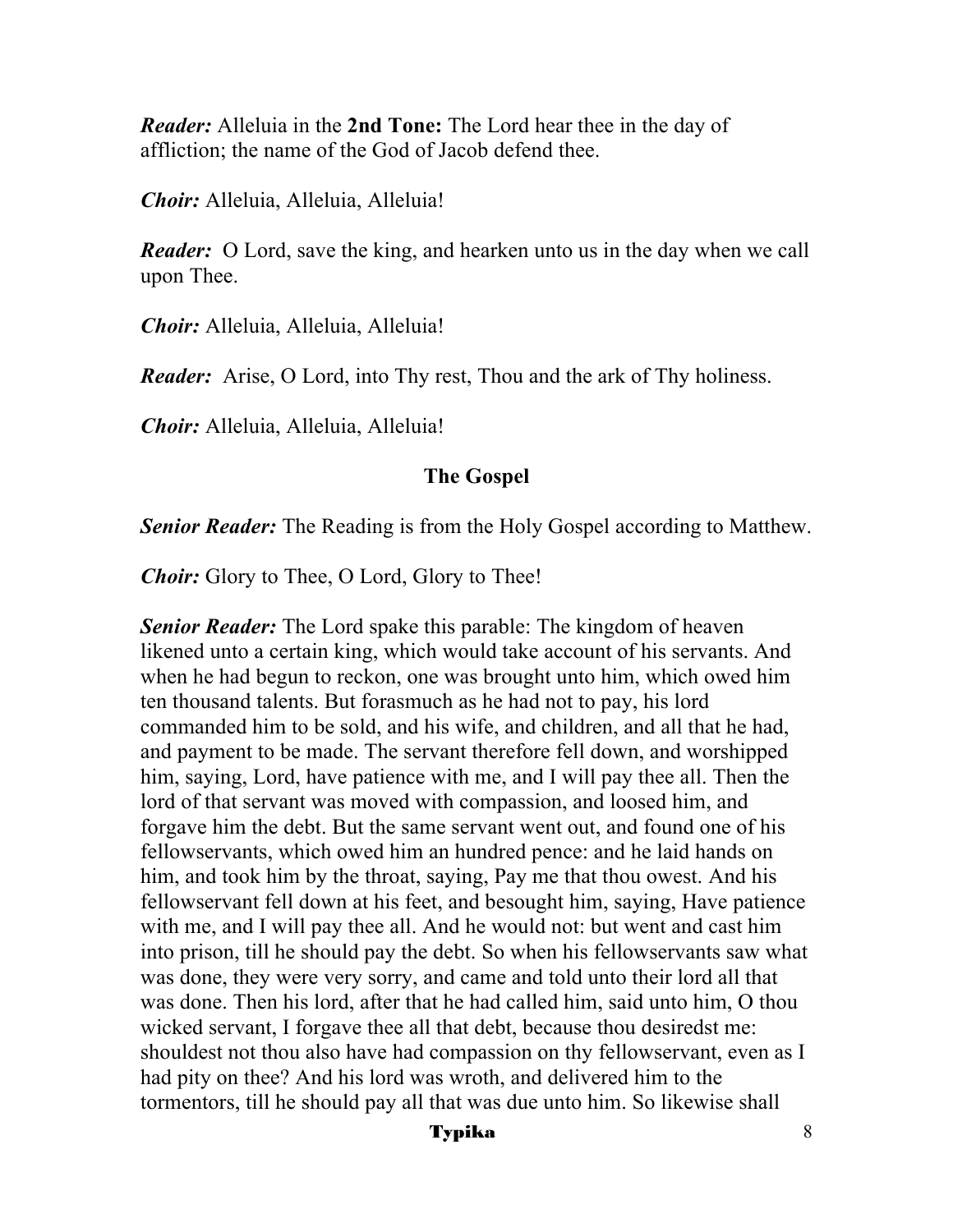***Reader:*** Alleluia in the **2nd Tone:** The Lord hear thee in the day of affliction; the name of the God of Jacob defend thee.

***Choir:*** Alleluia, Alleluia, Alleluia!

***Reader:*** O Lord, save the king, and hearken unto us in the day when we call upon Thee.

***Choir:*** Alleluia, Alleluia, Alleluia!

***Reader:*** Arise, O Lord, into Thy rest, Thou and the ark of Thy holiness.

***Choir:*** Alleluia, Alleluia, Alleluia!

## The Gospel

***Senior Reader:*** The Reading is from the Holy Gospel according to Matthew.

***Choir:*** Glory to Thee, O Lord, Glory to Thee!

***Senior Reader:*** The Lord spake this parable: The kingdom of heaven likened unto a certain king, which would take account of his servants. And when he had begun to reckon, one was brought unto him, which owed him ten thousand talents. But forasmuch as he had not to pay, his lord commanded him to be sold, and his wife, and children, and all that he had, and payment to be made. The servant therefore fell down, and worshipped him, saying, Lord, have patience with me, and I will pay thee all. Then the lord of that servant was moved with compassion, and loosed him, and forgave him the debt. But the same servant went out, and found one of his fellowservants, which owed him an hundred pence: and he laid hands on him, and took him by the throat, saying, Pay me that thou owest. And his fellowservant fell down at his feet, and besought him, saying, Have patience with me, and I will pay thee all. And he would not: but went and cast him into prison, till he should pay the debt. So when his fellowservants saw what was done, they were very sorry, and came and told unto their lord all that was done. Then his lord, after that he had called him, said unto him, O thou wicked servant, I forgave thee all that debt, because thou desiredst me: shouldest not thou also have had compassion on thy fellowservant, even as I had pity on thee? And his lord was wroth, and delivered him to the tormentors, till he should pay all that was due unto him. So likewise shall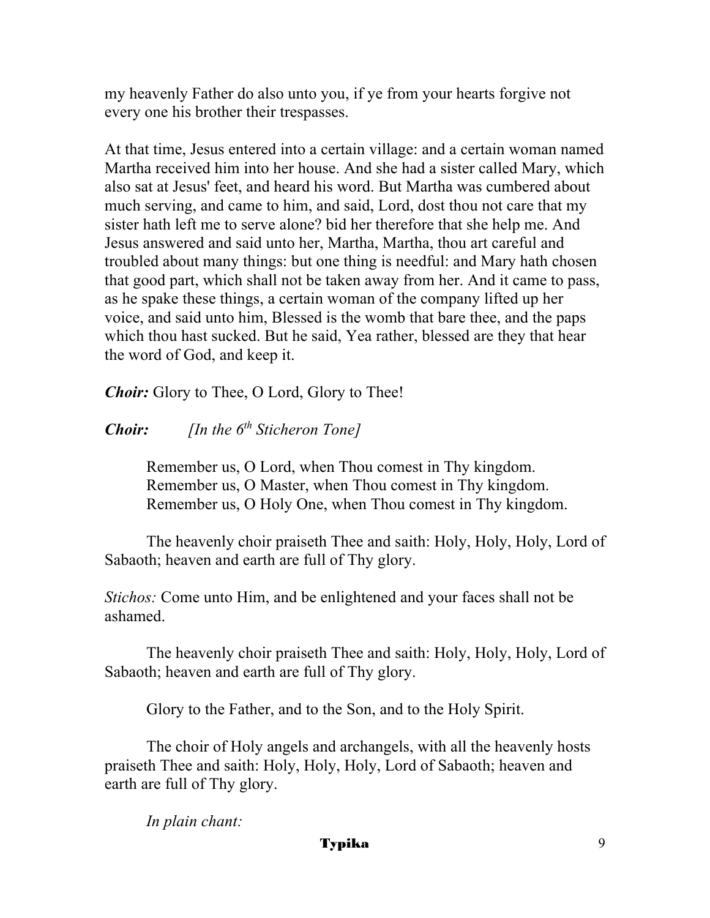my heavenly Father do also unto you, if ye from your hearts forgive not every one his brother their trespasses.

At that time, Jesus entered into a certain village: and a certain woman named Martha received him into her house. And she had a sister called Mary, which also sat at Jesus' feet, and heard his word. But Martha was cumbered about much serving, and came to him, and said, Lord, dost thou not care that my sister hath left me to serve alone? bid her therefore that she help me. And Jesus answered and said unto her, Martha, Martha, thou art careful and troubled about many things: but one thing is needful: and Mary hath chosen that good part, which shall not be taken away from her. And it came to pass, as he spake these things, a certain woman of the company lifted up her voice, and said unto him, Blessed is the womb that bare thee, and the paps which thou hast sucked. But he said, Yea rather, blessed are they that hear the word of God, and keep it.

***Choir:*** Glory to Thee, O Lord, Glory to Thee!

***Choir:*** *[In the 6th Sticheron Tone]*

Remember us, O Lord, when Thou comest in Thy kingdom.
Remember us, O Master, when Thou comest in Thy kingdom.
Remember us, O Holy One, when Thou comest in Thy kingdom.

The heavenly choir praiseth Thee and saith: Holy, Holy, Holy, Lord of Sabaoth; heaven and earth are full of Thy glory.

*Stichos:* Come unto Him, and be enlightened and your faces shall not be ashamed.

The heavenly choir praiseth Thee and saith: Holy, Holy, Holy, Lord of Sabaoth; heaven and earth are full of Thy glory.

Glory to the Father, and to the Son, and to the Holy Spirit.

The choir of Holy angels and archangels, with all the heavenly hosts praiseth Thee and saith: Holy, Holy, Holy, Lord of Sabaoth; heaven and earth are full of Thy glory.

*In plain chant:*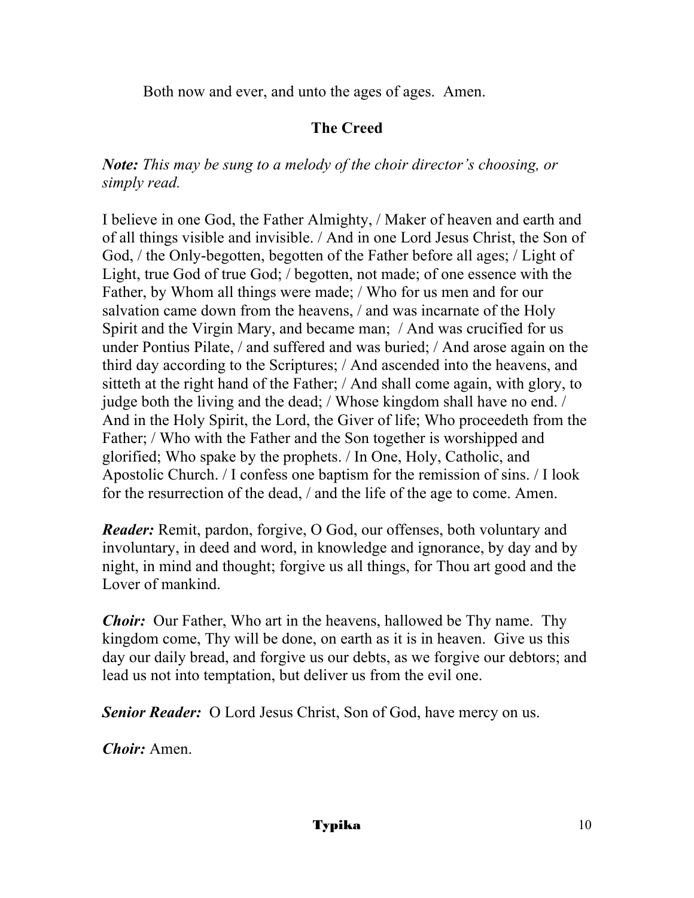Both now and ever, and unto the ages of ages. Amen.

## The Creed

***Note:*** *This may be sung to a melody of the choir director's choosing, or simply read.*

I believe in one God, the Father Almighty, / Maker of heaven and earth and of all things visible and invisible. / And in one Lord Jesus Christ, the Son of God, / the Only-begotten, begotten of the Father before all ages; / Light of Light, true God of true God; / begotten, not made; of one essence with the Father, by Whom all things were made; / Who for us men and for our salvation came down from the heavens, / and was incarnate of the Holy Spirit and the Virgin Mary, and became man; / And was crucified for us under Pontius Pilate, / and suffered and was buried; / And arose again on the third day according to the Scriptures; / And ascended into the heavens, and sitteth at the right hand of the Father; / And shall come again, with glory, to judge both the living and the dead; / Whose kingdom shall have no end. / And in the Holy Spirit, the Lord, the Giver of life; Who proceedeth from the Father; / Who with the Father and the Son together is worshipped and glorified; Who spake by the prophets. / In One, Holy, Catholic, and Apostolic Church. / I confess one baptism for the remission of sins. / I look for the resurrection of the dead, / and the life of the age to come. Amen.

***Reader:*** Remit, pardon, forgive, O God, our offenses, both voluntary and involuntary, in deed and word, in knowledge and ignorance, by day and by night, in mind and thought; forgive us all things, for Thou art good and the Lover of mankind.

***Choir:*** Our Father, Who art in the heavens, hallowed be Thy name. Thy kingdom come, Thy will be done, on earth as it is in heaven. Give us this day our daily bread, and forgive us our debts, as we forgive our debtors; and lead us not into temptation, but deliver us from the evil one.

***Senior Reader:*** O Lord Jesus Christ, Son of God, have mercy on us.

***Choir:*** Amen.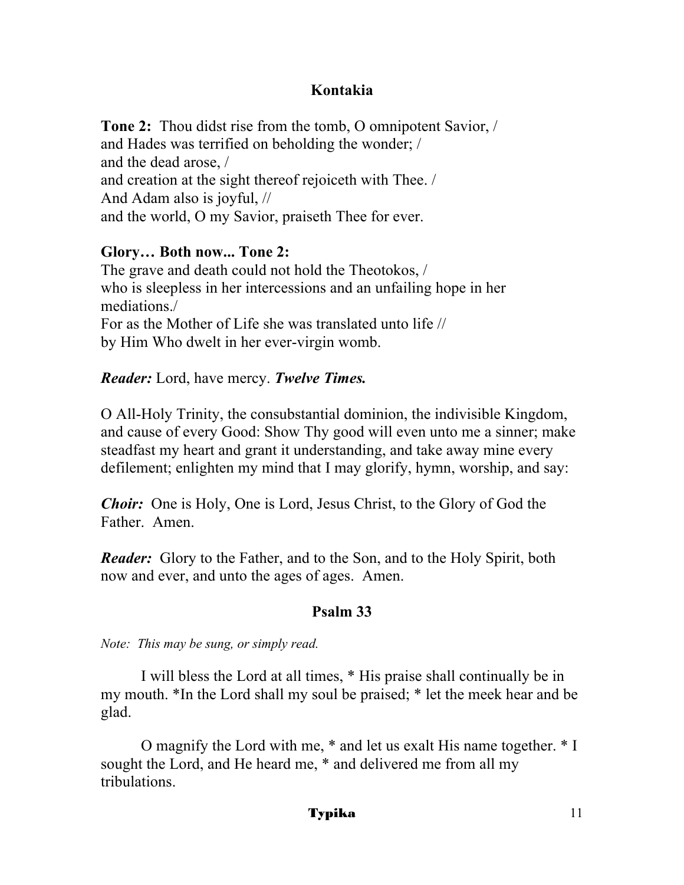## Kontakia

**Tone 2:** Thou didst rise from the tomb, O omnipotent Savior, /
and Hades was terrified on beholding the wonder; /
and the dead arose, /
and creation at the sight thereof rejoiceth with Thee. /
And Adam also is joyful, //
and the world, O my Savior, praiseth Thee for ever.

**Glory… Both now... Tone 2:**
The grave and death could not hold the Theotokos, /
who is sleepless in her intercessions and an unfailing hope in her mediations./
For as the Mother of Life she was translated unto life //
by Him Who dwelt in her ever-virgin womb.

***Reader:*** Lord, have mercy. ***Twelve Times.***

O All-Holy Trinity, the consubstantial dominion, the indivisible Kingdom, and cause of every Good: Show Thy good will even unto me a sinner; make steadfast my heart and grant it understanding, and take away mine every defilement; enlighten my mind that I may glorify, hymn, worship, and say:

***Choir:*** One is Holy, One is Lord, Jesus Christ, to the Glory of God the Father. Amen.

***Reader:*** Glory to the Father, and to the Son, and to the Holy Spirit, both now and ever, and unto the ages of ages. Amen.

## Psalm 33

*Note: This may be sung, or simply read.*

I will bless the Lord at all times, * His praise shall continually be in my mouth. *In the Lord shall my soul be praised; * let the meek hear and be glad.

O magnify the Lord with me, * and let us exalt His name together. * I sought the Lord, and He heard me, * and delivered me from all my tribulations.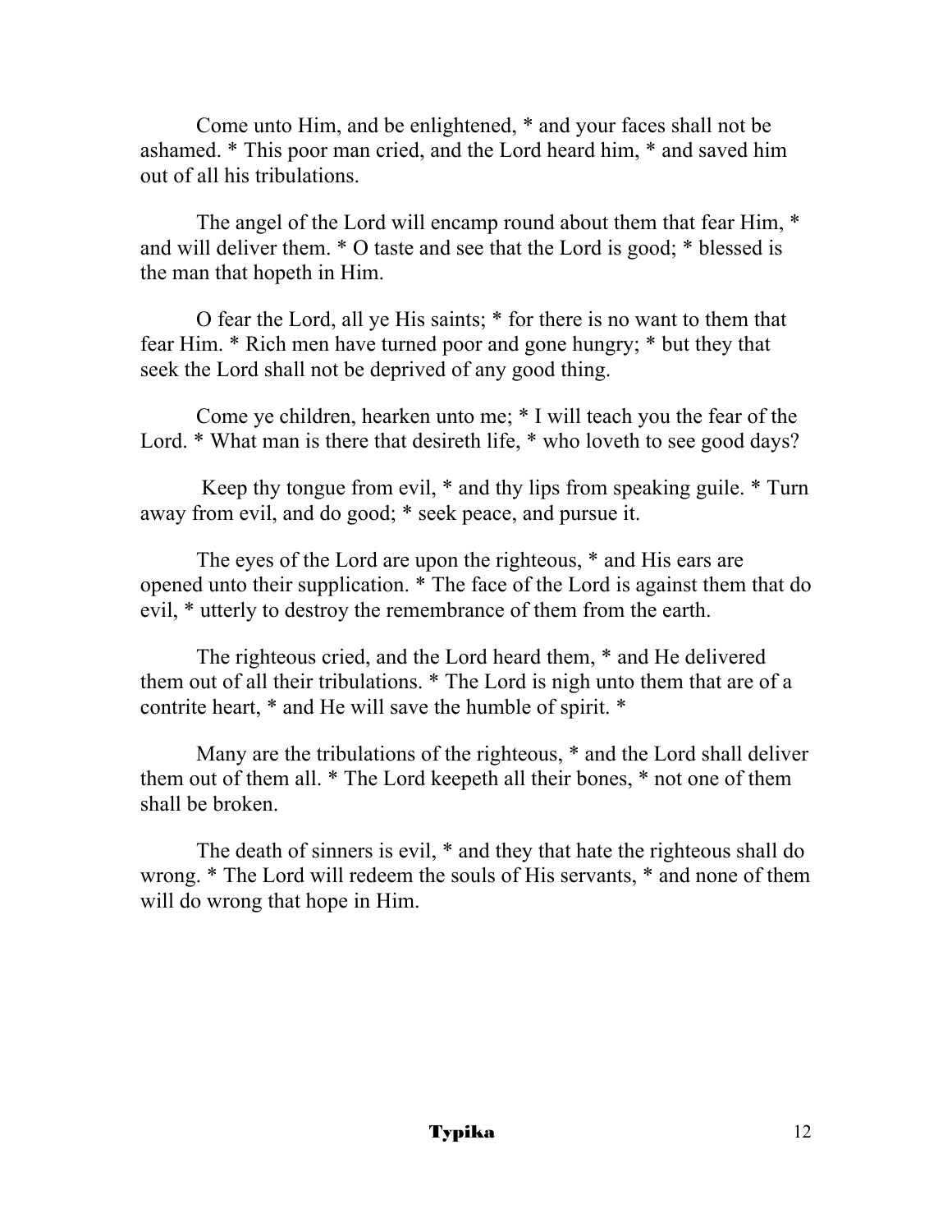Come unto Him, and be enlightened, * and your faces shall not be ashamed. * This poor man cried, and the Lord heard him, * and saved him out of all his tribulations.

The angel of the Lord will encamp round about them that fear Him, * and will deliver them. * O taste and see that the Lord is good; * blessed is the man that hopeth in Him.

O fear the Lord, all ye His saints; * for there is no want to them that fear Him. * Rich men have turned poor and gone hungry; * but they that seek the Lord shall not be deprived of any good thing.

Come ye children, hearken unto me; * I will teach you the fear of the Lord. * What man is there that desireth life, * who loveth to see good days?

Keep thy tongue from evil, * and thy lips from speaking guile. * Turn away from evil, and do good; * seek peace, and pursue it.

The eyes of the Lord are upon the righteous, * and His ears are opened unto their supplication. * The face of the Lord is against them that do evil, * utterly to destroy the remembrance of them from the earth.

The righteous cried, and the Lord heard them, * and He delivered them out of all their tribulations. * The Lord is nigh unto them that are of a contrite heart, * and He will save the humble of spirit. *

Many are the tribulations of the righteous, * and the Lord shall deliver them out of them all. * The Lord keepeth all their bones, * not one of them shall be broken.

The death of sinners is evil, * and they that hate the righteous shall do wrong. * The Lord will redeem the souls of His servants, * and none of them will do wrong that hope in Him.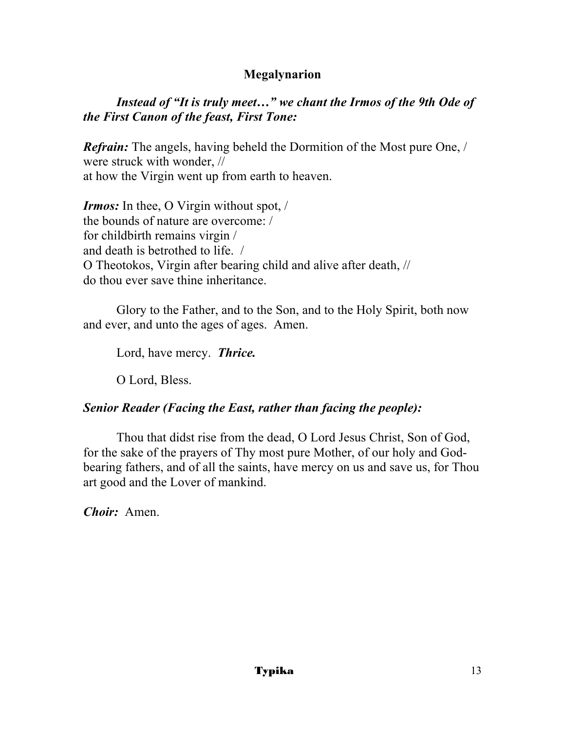## Megalynarion

***Instead of "It is truly meet…" we chant the Irmos of the 9th Ode of the First Canon of the feast, First Tone:***

***Refrain:*** The angels, having beheld the Dormition of the Most pure One, /
were struck with wonder, //
at how the Virgin went up from earth to heaven.

***Irmos:*** In thee, O Virgin without spot, /
the bounds of nature are overcome: /
for childbirth remains virgin /
and death is betrothed to life. /
O Theotokos, Virgin after bearing child and alive after death, //
do thou ever save thine inheritance.

Glory to the Father, and to the Son, and to the Holy Spirit, both now and ever, and unto the ages of ages. Amen.

Lord, have mercy. ***Thrice.***

O Lord, Bless.

***Senior Reader (Facing the East, rather than facing the people):***

Thou that didst rise from the dead, O Lord Jesus Christ, Son of God, for the sake of the prayers of Thy most pure Mother, of our holy and God-bearing fathers, and of all the saints, have mercy on us and save us, for Thou art good and the Lover of mankind.

***Choir:*** Amen.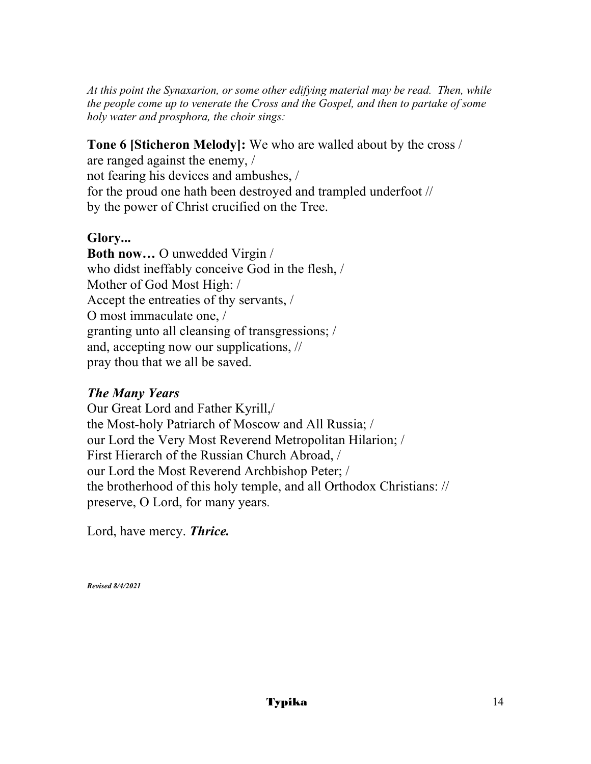*At this point the Synaxarion, or some other edifying material may be read. Then, while the people come up to venerate the Cross and the Gospel, and then to partake of some holy water and prosphora, the choir sings:*

**Tone 6 [Sticheron Melody]:** We who are walled about by the cross /
are ranged against the enemy, /
not fearing his devices and ambushes, /
for the proud one hath been destroyed and trampled underfoot //
by the power of Christ crucified on the Tree.

**Glory...**
**Both now…** O unwedded Virgin /
who didst ineffably conceive God in the flesh, /
Mother of God Most High: /
Accept the entreaties of thy servants, /
O most immaculate one, /
granting unto all cleansing of transgressions; /
and, accepting now our supplications, //
pray thou that we all be saved.

***The Many Years***
Our Great Lord and Father Kyrill,/
the Most-holy Patriarch of Moscow and All Russia; /
our Lord the Very Most Reverend Metropolitan Hilarion; /
First Hierarch of the Russian Church Abroad, /
our Lord the Most Reverend Archbishop Peter; /
the brotherhood of this holy temple, and all Orthodox Christians: //
preserve, O Lord, for many years.

Lord, have mercy. ***Thrice.***

***Revised 8/4/2021***